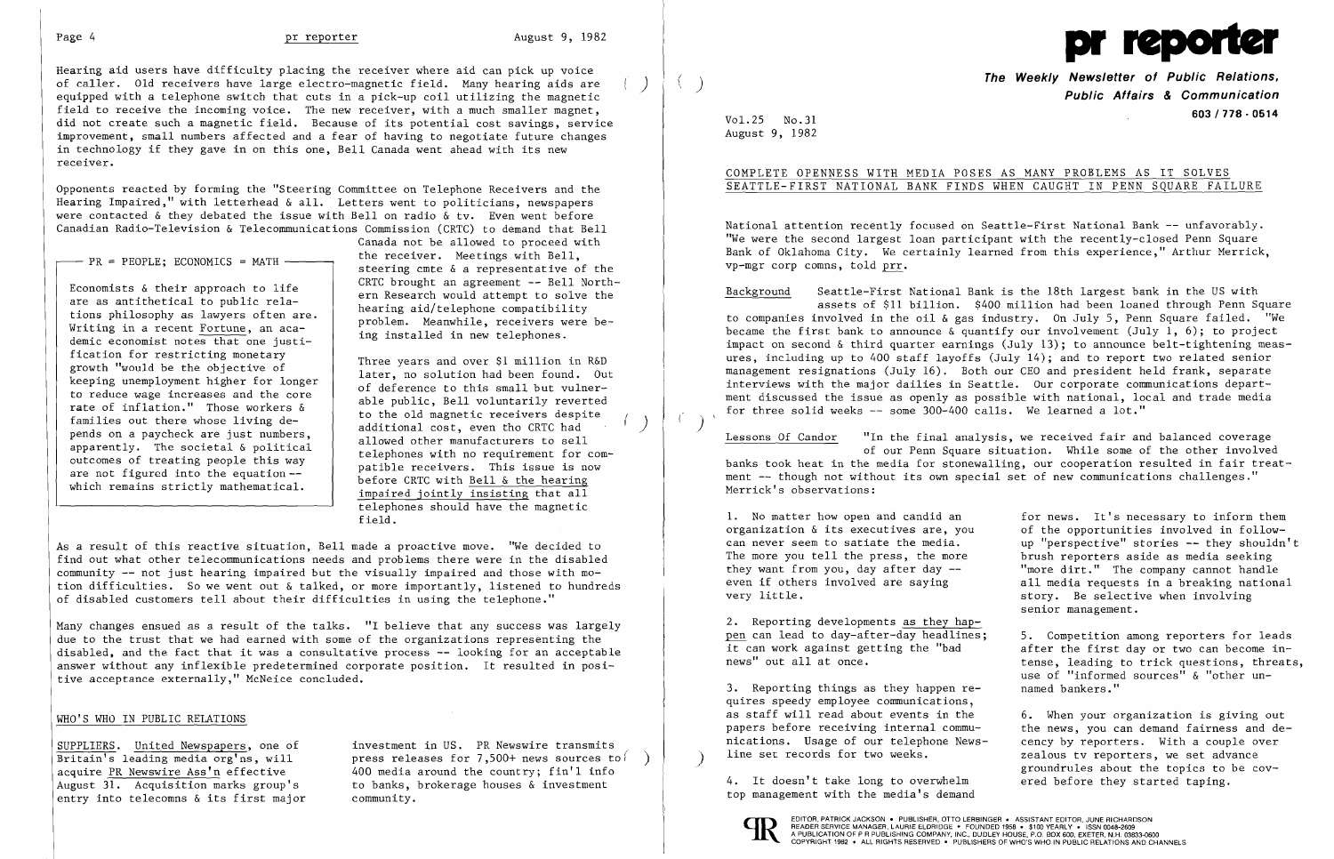Hearing aid users have difficulty placing the receiver where aid can pick up voice of caller. Old receivers have large electro-magnetic field. Many hearing aids are equipped with a telephone switch that cuts in a pick-up coil utilizing the magnetic field to receive the incoming voice. The new receiver, with a much smaller magnet, did not create such a magnetic field. Because of its potential cost savings, service improvement, small numbers affected and a fear of having to negotiate future changes in technology if they gave in on this one, Bell Canada went ahead with its new receiver.

Opponents reacted by forming the "Steering Committee on Telephone Receivers and the Hearing Impaired," with letterhead & all. Letters went to politicians, newspapers were contacted & they debated the issue with Bell on radio & tv. Even went before Canadian Radio-Television & Telecommunications Commission (CRTC) to demand that Bell Canada not be allowed to proceed with the receiver. Meetings with Bell, steering cmte & a representative of the CRTC brought an agreement -- Bell Northern Research would attempt to solve the hearing aid/telephone compatibility problem. Meanwhile, receivers were being installed in new telephones.

Three years and over $1 million in R&D later, no solution had been found. Out of deference to this small but vulnerable public, Bell voluntarily reverted to the old magnetic receivers despite additional cost, even tho the CRTC had allowed other manufacturers to sell telephones with no requirement for compatible receivers. This issue is now before CRTC with Bell & the hearing impaired jointly insisting that all telephones should have the magnetic field.

> **PR = PEOPLE; ECONOMICS = MATH**
>
> Economists & their approach to life are as antithetical to public relations philosophy as lawyers often are. Writing in a recent Fortune, an academic economist notes that one justification for restricting monetary growth "would be the objective of keeping unemployment higher for longer to reduce wage increases and the core rate of inflation." Those workers & families out there whose living depends on a paycheck are just numbers, apparently. The societal & political outcomes of treating people this way are not figured into the equation -- which remains strictly mathematical.

As a result of this reactive situation, Bell made a proactive move. "We decided to find out what other telecommunications needs and problems there were in the disabled community -- not just hearing impaired but the visually impaired and those with motion difficulties. So we went out & talked, or more importantly, listened to hundreds of disabled customers tell about their difficulties in using the telephone."

Many changes ensued as a result of the talks. "I believe that any success was largely due to the trust that we had earned with some of the organizations representing the disabled, and the fact that it was a consultative process -- looking for an acceptable answer without any inflexible predetermined corporate position. It resulted in positive acceptance externally," McNeice concluded.

## WHO'S WHO IN PUBLIC RELATIONS

SUPPLIERS. United Newspapers, one of Britain's leading media org'ns, will acquire PR Newswire Ass'n effective August 31. Acquisition marks group's entry into telecomns & its first major investment in US. PR Newswire transmits press releases for 7,500+ news sources to 400 media around the country; fin'l info to banks, brokerage houses & investment community.

# pr reporter

**The Weekly Newsletter of Public Relations, Public Affairs & Communication**
**603 / 778 - 0514**

Vol.25 No.31
August 9, 1982

## COMPLETE OPENNESS WITH MEDIA POSES AS MANY PROBLEMS AS IT SOLVES SEATTLE-FIRST NATIONAL BANK FINDS WHEN CAUGHT IN PENN SQUARE FAILURE

National attention recently focused on Seattle-First National Bank -- unfavorably. "We were the second largest loan participant with the recently-closed Penn Square Bank of Oklahoma City. We certainly learned from this experience," Arthur Merrick, vp-mgr corp comns, told prr.

Background Seattle-First National Bank is the 18th largest bank in the US with assets of $11 billion. $400 million had been loaned through Penn Square to companies involved in the oil & gas industry. On July 5, Penn Square failed. "We became the first bank to announce & quantify our involvement (July 1, 6); to project impact on second & third quarter earnings (July 13); to announce belt-tightening measures, including up to 400 staff layoffs (July 14); and to report two related senior management resignations (July 16). Both our CEO and president held frank, separate interviews with the major dailies in Seattle. Our corporate communications department discussed the issue as openly as possible with national, local and trade media for three solid weeks -- some 300-400 calls. We learned a lot."

Lessons Of Candor "In the final analysis, we received fair and balanced coverage of our Penn Square situation. While some of the other involved banks took heat in the media for stonewalling, our cooperation resulted in fair treatment -- though not without its own special set of new communications challenges." Merrick's observations:

1. No matter how open and candid an organization & its executives are, you can never seem to satiate the media. The more you tell the press, the more they want from you, day after day -- even if others involved are saying very little.

2. Reporting developments as they happen can lead to day-after-day headlines; it can work against getting the "bad news" out all at once.

3. Reporting things as they happen requires speedy employee communications, as staff will read about events in the papers before receiving internal communications. Usage of our telephone Newsline set records for two weeks.

4. It doesn't take long to overwhelm top management with the media's demand for news. It's necessary to inform them of the opportunities involved in follow-up "perspective" stories -- they shouldn't brush reporters aside as media seeking "more dirt." The company cannot handle all media requests in a breaking national story. Be selective when involving senior management.

5. Competition among reporters for leads after the first day or two can become intense, leading to trick questions, threats, use of "informed sources" & "other unnamed bankers."

6. When your organization is giving out the news, you can demand fairness and decency by reporters. With a couple over zealous tv reporters, we set advance groundrules about the topics to be covered before they started taping.

EDITOR, PATRICK JACKSON • PUBLISHER, OTTO LERBINGER • ASSISTANT EDITOR, JUNE RICHARDSON
READER SERVICE MANAGER, LAURIE ELDRIDGE • FOUNDED 1958 • $100 YEARLY • ISSN 0048-2609
A PUBLICATION OF P R PUBLISHING COMPANY, INC., DUDLEY HOUSE, P.O. BOX 600, EXETER, N.H. 03833-0600
COPYRIGHT 1982 • ALL RIGHTS RESERVED • PUBLISHERS OF WHO'S WHO IN PUBLIC RELATIONS AND CHANNELS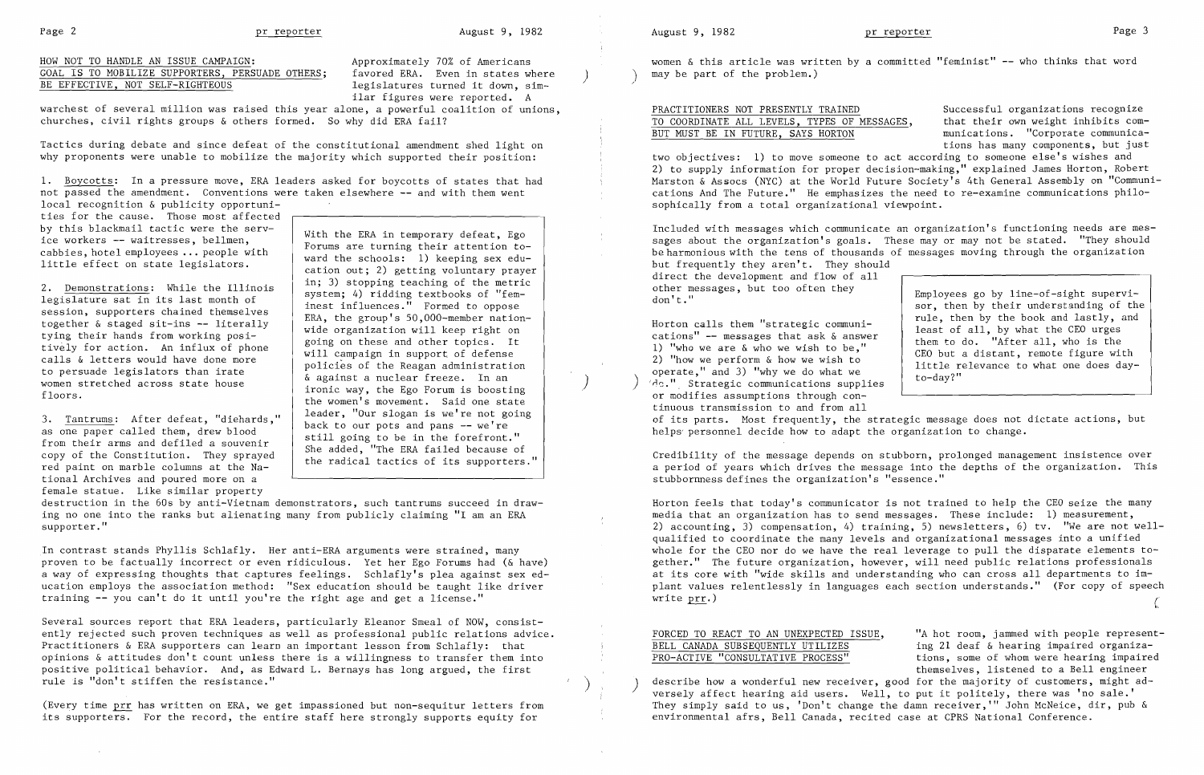## HOW NOT TO HANDLE AN ISSUE CAMPAIGN: GOAL IS TO MOBILIZE SUPPORTERS, PERSUADE OTHERS; BE EFFECTIVE, NOT SELF-RIGHTEOUS

Approximately 70% of Americans favored ERA. Even in states where legislatures turned it down, similar figures were reported. A warchest of several million was raised this year alone, a powerful coalition of unions, churches, civil rights groups & others formed. So why did ERA fail?

Tactics during debate and since defeat of the constitutional amendment shed light on why proponents were unable to mobilize the majority which supported their position:

1. Boycotts: In a pressure move, ERA leaders asked for boycotts of states that had not passed the amendment. Conventions were taken elsewhere -- and with them went local recognition & publicity opportunities for the cause. Those most affected by this blackmail tactic were the service workers -- waitresses, bellmen, cabbies, hotel employees ... people with little effect on state legislators.

2. Demonstrations: While the Illinois legislature sat in its last month of session, supporters chained themselves together & staged sit-ins -- literally tying their hands from working positively for action. An influx of phone calls & letters would have done more to persuade legislators than irate women stretched across state house floors.

3. Tantrums: After defeat, "diehards," as one paper called them, drew blood from their arms and defiled a souvenir copy of the Constitution. They sprayed red paint on marble columns at the National Archives and poured more on a female statue. Like similar property destruction in the 60s by anti-Vietnam demonstrators, such tantrums succeed in drawing no one into the ranks but alienating many from publicly claiming "I am an ERA supporter."

> With the ERA in temporary defeat, Ego Forums are turning their attention toward the schools: 1) keeping sex education out; 2) getting voluntary prayer in; 3) stopping teaching of the metric system; 4) ridding textbooks of "feminest influences." Formed to oppose ERA, the group's 50,000-member nationwide organization will keep right on going on these and other topics. It will campaign in support of defense policies of the Reagan administration & against a nuclear freeze. In an ironic way, the Ego Forum is boosting the women's movement. Said one state leader, "Our slogan is we're not going back to our pots and pans -- we're still going to be in the forefront." She added, "The ERA failed because of the radical tactics of its supporters."

In contrast stands Phyllis Schlafly. Her anti-ERA arguments were strained, many proven to be factually incorrect or even ridiculous. Yet her Ego Forums had (& have) a way of expressing thoughts that captures feelings. Schlafly's plea against sex education employs the association method: "Sex education should be taught like driver training -- you can't do it until you're the right age and get a license."

Several sources report that ERA leaders, particularly Eleanor Smeal of NOW, consistently rejected such proven techniques as well as professional public relations advice. Practitioners & ERA supporters can learn an important lesson from Schlafly: that opinions & attitudes don't count unless there is a willingness to transfer them into positive political behavior. And, as Edward L. Bernays has long argued, the first rule is "don't stiffen the resistance."

(Every time prr has written on ERA, we get impassioned but non-sequitur letters from its supporters. For the record, the entire staff here strongly supports equity for women & this article was written by a committed "feminist" -- who thinks that word may be part of the problem.)

## PRACTITIONERS NOT PRESENTLY TRAINED TO COORDINATE ALL LEVELS, TYPES OF MESSAGES, BUT MUST BE IN FUTURE, SAYS HORTON

Successful organizations recognize that their own weight inhibits communications. "Corporate communications has many components, but just two objectives: 1) to move someone to act according to someone else's wishes and 2) to supply information for proper decision-making," explained James Horton, Robert Marston & Assocs (NYC) at the World Future Society's 4th General Assembly on "Communications And The Future." He emphasizes the need to re-examine communications philosophically from a total organizational viewpoint.

Included with messages which communicate an organization's functioning needs are messages about the organization's goals. These may or may not be stated. "They should be harmonious with the tens of thousands of messages moving through the organization but frequently they aren't. They should direct the development and flow of all other messages, but too often they don't."

> Employees go by line-of-sight supervisor, then by their understanding of the rule, then by the book and lastly, and least of all, by what the CEO urges them to do. "After all, who is the CEO but a distant, remote figure with little relevance to what one does day-to-day?"

Horton calls them "strategic communications" -- messages that ask & answer 1) "who we are & who we wish to be," 2) "how we perform & how we wish to operate," and 3) "why we do what we do." Strategic communications supplies or modifies assumptions through continuous transmission to and from all of its parts. Most frequently, the strategic message does not dictate actions, but helps personnel decide how to adapt the organization to change.

Credibility of the message depends on stubborn, prolonged management insistence over a period of years which drives the message into the depths of the organization. This stubbornness defines the organization's "essence."

Horton feels that today's communicator is not trained to help the CEO seize the many media that an organization has to send messages. These include: 1) measurement, 2) accounting, 3) compensation, 4) training, 5) newsletters, 6) tv. "We are not well-qualified to coordinate the many levels and organizational messages into a unified whole for the CEO nor do we have the real leverage to pull the disparate elements together." The future organization, however, will need public relations professionals at its core with "wide skills and understanding who can cross all departments to implant values relentlessly in languages each section understands." (For copy of speech write prr.)

## FORCED TO REACT TO AN UNEXPECTED ISSUE, BELL CANADA SUBSEQUENTLY UTILIZES PRO-ACTIVE "CONSULTATIVE PROCESS"

"A hot room, jammed with people representing 21 deaf & hearing impaired organizations, some of whom were hearing impaired themselves, listened to a Bell engineer describe how a wonderful new receiver, good for the majority of customers, might adversely affect hearing aid users. Well, to put it politely, there was 'no sale.' They simply said to us, 'Don't change the damn receiver,'" John McNeice, dir, pub & environmental afrs, Bell Canada, recited case at CPRS National Conference.